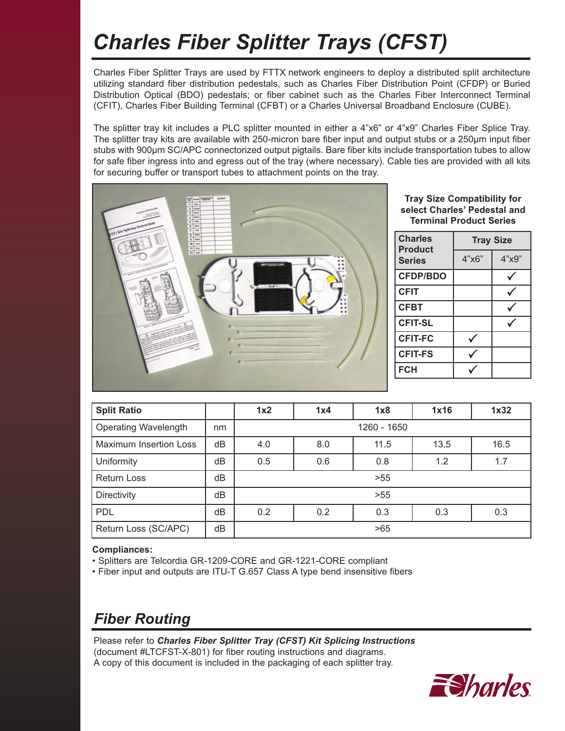# Charles Fiber Splitter Trays (CFST)

Charles Fiber Splitter Trays are used by FTTX network engineers to deploy a distributed split architecture utilizing standard fiber distribution pedestals, such as Charles Fiber Distribution Point (CFDP) or Buried Distribution Optical (BDO) pedestals; or fiber cabinet such as the Charles Fiber Interconnect Terminal (CFIT), Charles Fiber Building Terminal (CFBT) or a Charles Universal Broadband Enclosure (CUBE).

The splitter tray kit includes a PLC splitter mounted in either a 4"x6" or 4"x9" Charles Fiber Splice Tray. The splitter tray kits are available with 250-micron bare fiber input and output stubs or a 250µm input fiber stubs with 900µm SC/APC connectorized output pigtails. Bare fiber kits include transportation tubes to allow for safe fiber ingress into and egress out of the tray (where necessary). Cable ties are provided with all kits for securing buffer or transport tubes to attachment points on the tray.

**Tray Size Compatibility for select Charles' Pedestal and Terminal Product Series**

| Charles Product Series | Tray Size | |
|---|---|---|
| | 4"x6" | 4"x9" |
| CFDP/BDO | | ✓ |
| CFIT | | ✓ |
| CFBT | | ✓ |
| CFIT-SL | | ✓ |
| CFIT-FC | ✓ | |
| CFIT-FS | ✓ | |
| FCH | ✓ | |

| Split Ratio | | 1x2 | 1x4 | 1x8 | 1x16 | 1x32 |
|---|---|---|---|---|---|---|
| Operating Wavelength | nm | 1260 - 1650 | | | | |
| Maximum Insertion Loss | dB | 4.0 | 8.0 | 11.5 | 13.5 | 16.5 |
| Uniformity | dB | 0.5 | 0.6 | 0.8 | 1.2 | 1.7 |
| Return Loss | dB | >55 | | | | |
| Directivity | dB | >55 | | | | |
| PDL | dB | 0.2 | 0.2 | 0.3 | 0.3 | 0.3 |
| Return Loss (SC/APC) | dB | >65 | | | | |

**Compliances:**

- Splitters are Telcordia GR-1209-CORE and GR-1221-CORE compliant
- Fiber input and outputs are ITU-T G.657 Class A type bend insensitive fibers

## Fiber Routing

Please refer to ***Charles Fiber Splitter Tray (CFST) Kit Splicing Instructions*** (document #LTCFST-X-801) for fiber routing instructions and diagrams.
A copy of this document is included in the packaging of each splitter tray.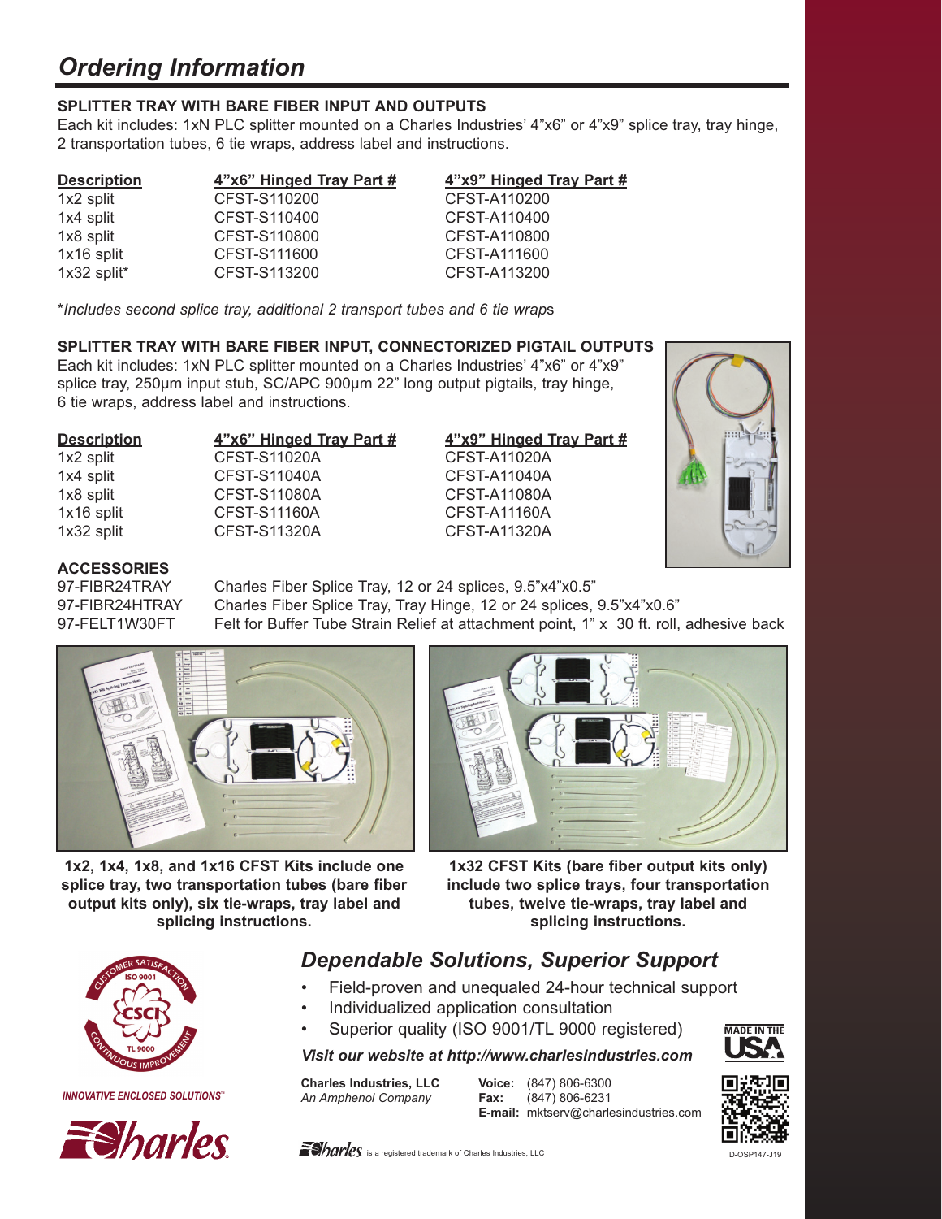# Ordering Information

**SPLITTER TRAY WITH BARE FIBER INPUT AND OUTPUTS**

Each kit includes: 1xN PLC splitter mounted on a Charles Industries' 4"x6" or 4"x9" splice tray, tray hinge, 2 transportation tubes, 6 tie wraps, address label and instructions.

| Description | 4"x6" Hinged Tray Part # | 4"x9" Hinged Tray Part # |
|---|---|---|
| 1x2 split | CFST-S110200 | CFST-A110200 |
| 1x4 split | CFST-S110400 | CFST-A110400 |
| 1x8 split | CFST-S110800 | CFST-A110800 |
| 1x16 split | CFST-S111600 | CFST-A111600 |
| 1x32 split* | CFST-S113200 | CFST-A113200 |

**Includes second splice tray, additional 2 transport tubes and 6 tie wraps*

**SPLITTER TRAY WITH BARE FIBER INPUT, CONNECTORIZED PIGTAIL OUTPUTS**

Each kit includes: 1xN PLC splitter mounted on a Charles Industries' 4"x6" or 4"x9" splice tray, 250μm input stub, SC/APC 900μm 22" long output pigtails, tray hinge, 6 tie wraps, address label and instructions.

| Description | 4"x6" Hinged Tray Part # | 4"x9" Hinged Tray Part # |
|---|---|---|
| 1x2 split | CFST-S11020A | CFST-A11020A |
| 1x4 split | CFST-S11040A | CFST-A11040A |
| 1x8 split | CFST-S11080A | CFST-A11080A |
| 1x16 split | CFST-S11160A | CFST-A11160A |
| 1x32 split | CFST-S11320A | CFST-A11320A |

**ACCESSORIES**

| | |
|---|---|
| 97-FIBR24TRAY | Charles Fiber Splice Tray, 12 or 24 splices, 9.5"x4"x0.5" |
| 97-FIBR24HTRAY | Charles Fiber Splice Tray, Tray Hinge, 12 or 24 splices, 9.5"x4"x0.6" |
| 97-FELT1W30FT | Felt for Buffer Tube Strain Relief at attachment point, 1" x 30 ft. roll, adhesive back |

**1x2, 1x4, 1x8, and 1x16 CFST Kits include one splice tray, two transportation tubes (bare fiber output kits only), six tie-wraps, tray label and splicing instructions.**

**1x32 CFST Kits (bare fiber output kits only) include two splice trays, four transportation tubes, twelve tie-wraps, tray label and splicing instructions.**

## *Dependable Solutions, Superior Support*

- Field-proven and unequaled 24-hour technical support
- Individualized application consultation
- Superior quality (ISO 9001/TL 9000 registered)

***Visit our website at http://www.charlesindustries.com***

**Charles Industries, LLC**
*An Amphenol Company*

**Voice:** (847) 806-6300
**Fax:** (847) 806-6231
**E-mail:** mktserv@charlesindustries.com

*INNOVATIVE ENCLOSED SOLUTIONS™*

Charles is a registered trademark of Charles Industries, LLC

MADE IN THE USA

D-OSP147-J19